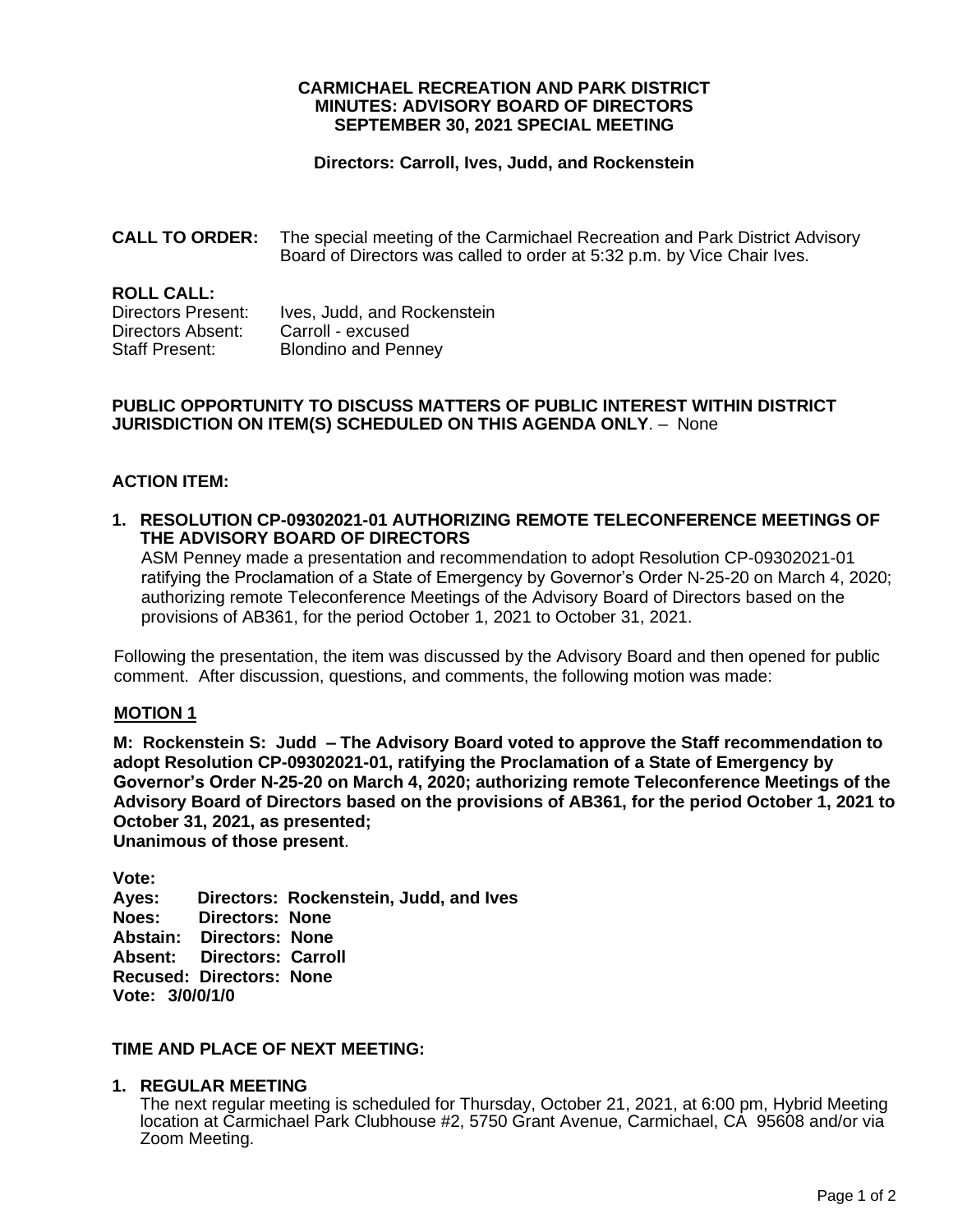# CARMICHAEL RECREATION AND PARK DISTRICT
## MINUTES: ADVISORY BOARD OF DIRECTORS
## SEPTEMBER 30, 2021 SPECIAL MEETING

**Directors: Carroll, Ives, Judd, and Rockenstein**

**CALL TO ORDER:** The special meeting of the Carmichael Recreation and Park District Advisory Board of Directors was called to order at 5:32 p.m. by Vice Chair Ives.

**ROLL CALL:**

Directors Present: Ives, Judd, and Rockenstein
Directors Absent: Carroll - excused
Staff Present: Blondino and Penney

**PUBLIC OPPORTUNITY TO DISCUSS MATTERS OF PUBLIC INTEREST WITHIN DISTRICT JURISDICTION ON ITEM(S) SCHEDULED ON THIS AGENDA ONLY**. – None

**ACTION ITEM:**

**1. RESOLUTION CP-09302021-01 AUTHORIZING REMOTE TELECONFERENCE MEETINGS OF THE ADVISORY BOARD OF DIRECTORS**
ASM Penney made a presentation and recommendation to adopt Resolution CP-09302021-01 ratifying the Proclamation of a State of Emergency by Governor's Order N-25-20 on March 4, 2020; authorizing remote Teleconference Meetings of the Advisory Board of Directors based on the provisions of AB361, for the period October 1, 2021 to October 31, 2021.

Following the presentation, the item was discussed by the Advisory Board and then opened for public comment. After discussion, questions, and comments, the following motion was made:

**MOTION 1**

**M: Rockenstein S: Judd – The Advisory Board voted to approve the Staff recommendation to adopt Resolution CP-09302021-01, ratifying the Proclamation of a State of Emergency by Governor's Order N-25-20 on March 4, 2020; authorizing remote Teleconference Meetings of the Advisory Board of Directors based on the provisions of AB361, for the period October 1, 2021 to October 31, 2021, as presented;**
**Unanimous of those present**.

**Vote:**
**Ayes: Directors: Rockenstein, Judd, and Ives**
**Noes: Directors: None**
**Abstain: Directors: None**
**Absent: Directors: Carroll**
**Recused: Directors: None**
**Vote: 3/0/0/1/0**

**TIME AND PLACE OF NEXT MEETING:**

**1. REGULAR MEETING**
The next regular meeting is scheduled for Thursday, October 21, 2021, at 6:00 pm, Hybrid Meeting location at Carmichael Park Clubhouse #2, 5750 Grant Avenue, Carmichael, CA 95608 and/or via Zoom Meeting.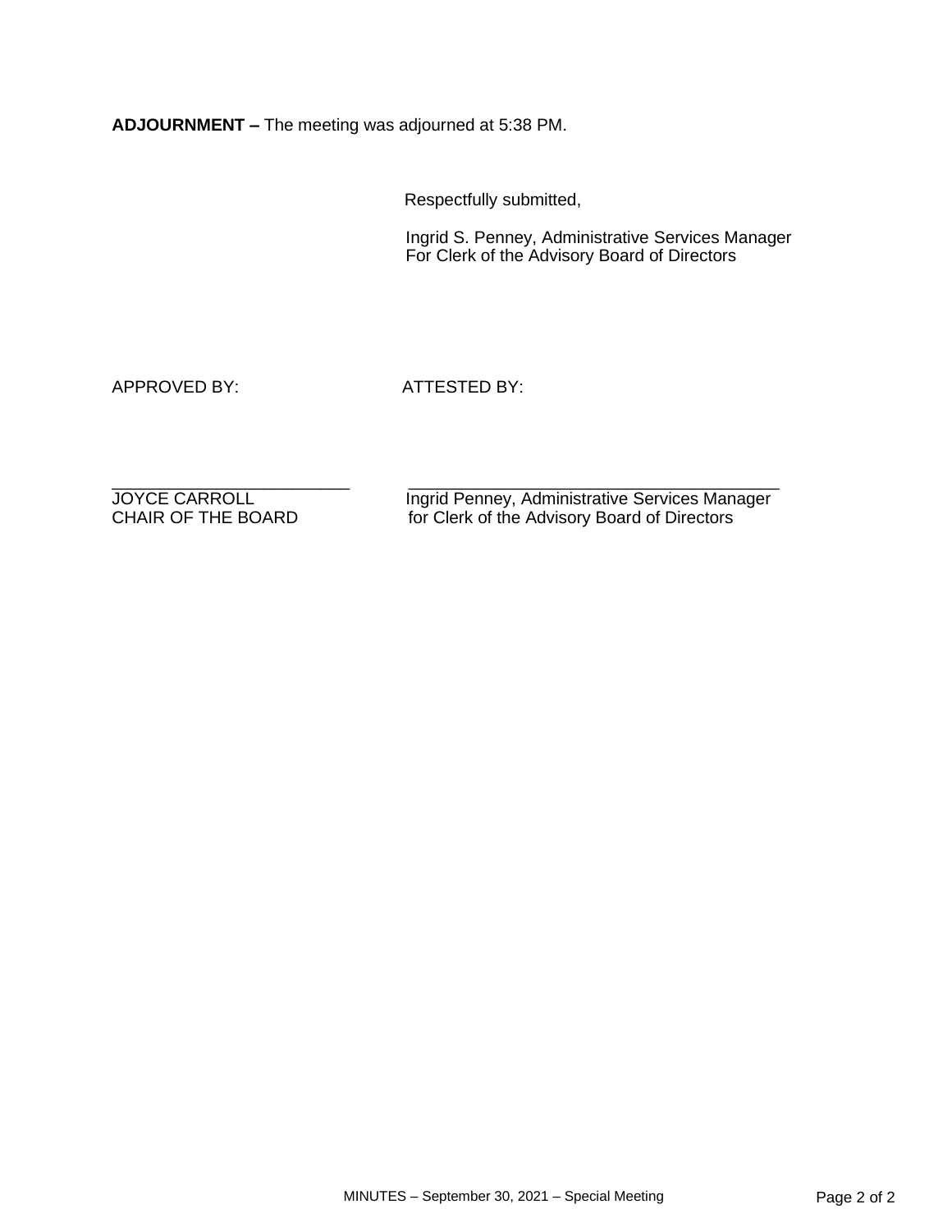**ADJOURNMENT –** The meeting was adjourned at 5:38 PM.

Respectfully submitted,

Ingrid S. Penney, Administrative Services Manager
For Clerk of the Advisory Board of Directors

APPROVED BY:

ATTESTED BY:

\_\_\_\_\_\_\_\_\_\_\_\_\_\_\_\_\_\_\_\_\_\_\_\_\_\_
JOYCE CARROLL
CHAIR OF THE BOARD

\_\_\_\_\_\_\_\_\_\_\_\_\_\_\_\_\_\_\_\_\_\_\_\_\_\_\_\_\_\_\_\_\_\_\_\_\_\_\_\_
Ingrid Penney, Administrative Services Manager
for Clerk of the Advisory Board of Directors